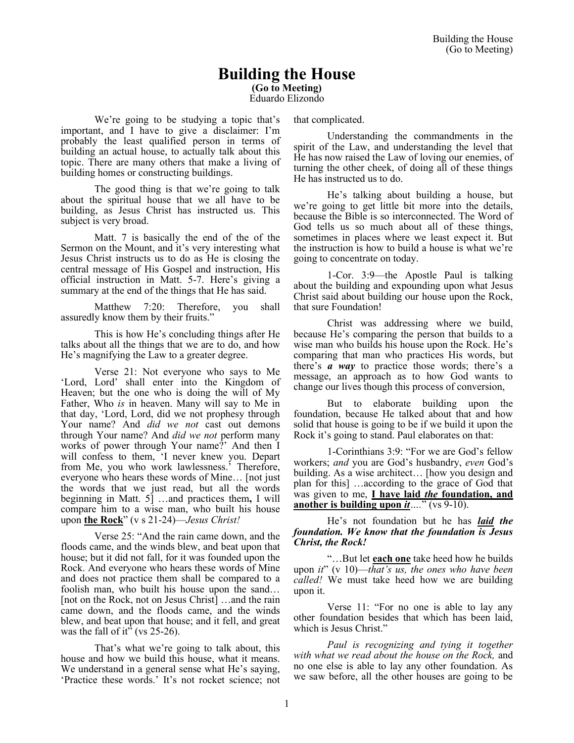# Building the House

**(Go to Meeting)**

Eduardo Elizondo

We're going to be studying a topic that's important, and I have to give a disclaimer: I'm probably the least qualified person in terms of building an actual house, to actually talk about this topic. There are many others that make a living of building homes or constructing buildings.

The good thing is that we're going to talk about the spiritual house that we all have to be building, as Jesus Christ has instructed us. This subject is very broad.

Matt. 7 is basically the end of the of the Sermon on the Mount, and it's very interesting what Jesus Christ instructs us to do as He is closing the central message of His Gospel and instruction, His official instruction in Matt. 5-7. Here's giving a summary at the end of the things that He has said.

Matthew 7:20: Therefore, you shall assuredly know them by their fruits."

This is how He's concluding things after He talks about all the things that we are to do, and how He's magnifying the Law to a greater degree.

Verse 21: Not everyone who says to Me 'Lord, Lord' shall enter into the Kingdom of Heaven; but the one who is doing the will of My Father, Who *is* in heaven. Many will say to Me in that day, 'Lord, Lord, did we not prophesy through Your name? And *did we not* cast out demons through Your name? And *did we not* perform many works of power through Your name?' And then I will confess to them, 'I never knew you. Depart from Me, you who work lawlessness.' Therefore, everyone who hears these words of Mine… [not just the words that we just read, but all the words beginning in Matt. 5] …and practices them**,** I will compare him to a wise man, who built his house upon **the Rock**" (v s 21-24)—*Jesus Christ!*

Verse 25: "And the rain came down, and the floods came, and the winds blew, and beat upon that house; but it did not fall, for it was founded upon the Rock. And everyone who hears these words of Mine and does not practice them shall be compared to a foolish man, who built his house upon the sand… [not on the Rock, not on Jesus Christ] …and the rain came down, and the floods came, and the winds blew, and beat upon that house; and it fell, and great was the fall of it" (vs 25-26).

That's what we're going to talk about, this house and how we build this house, what it means. We understand in a general sense what He's saying, 'Practice these words.' It's not rocket science; not that complicated.

Understanding the commandments in the spirit of the Law, and understanding the level that He has now raised the Law of loving our enemies, of turning the other cheek, of doing all of these things He has instructed us to do.

He's talking about building a house, but we're going to get little bit more into the details, because the Bible is so interconnected. The Word of God tells us so much about all of these things, sometimes in places where we least expect it. But the instruction is how to build a house is what we're going to concentrate on today.

1-Cor. 3:9—the Apostle Paul is talking about the building and expounding upon what Jesus Christ said about building our house upon the Rock, that sure Foundation!

Christ was addressing where we build, because He's comparing the person that builds to a wise man who builds his house upon the Rock. He's comparing that man who practices His words, but there's ***a way*** to practice those words; there's a message, an approach as to how God wants to change our lives though this process of conversion,

But to elaborate building upon the foundation, because He talked about that and how solid that house is going to be if we build it upon the Rock it's going to stand. Paul elaborates on that:

1-Corinthians 3:9: "For we are God's fellow workers; *and* you are God's husbandry, *even* God's building. As a wise architect… [how you design and plan for this] …according to the grace of God that was given to me, **I have laid *the* foundation, and another is building upon *it***…." (vs 9-10).

He's not foundation but he has ***laid the foundation. We know that the foundation is Jesus Christ, the Rock!***

"…But let **each one** take heed how he builds upon *it*" (v 10)—*that's us, the ones who have been called!* We must take heed how we are building upon it.

Verse 11: "For no one is able to lay any other foundation besides that which has been laid, which is Jesus Christ."

*Paul is recognizing and tying it together with what we read about the house on the Rock,* and no one else is able to lay any other foundation. As we saw before, all the other houses are going to be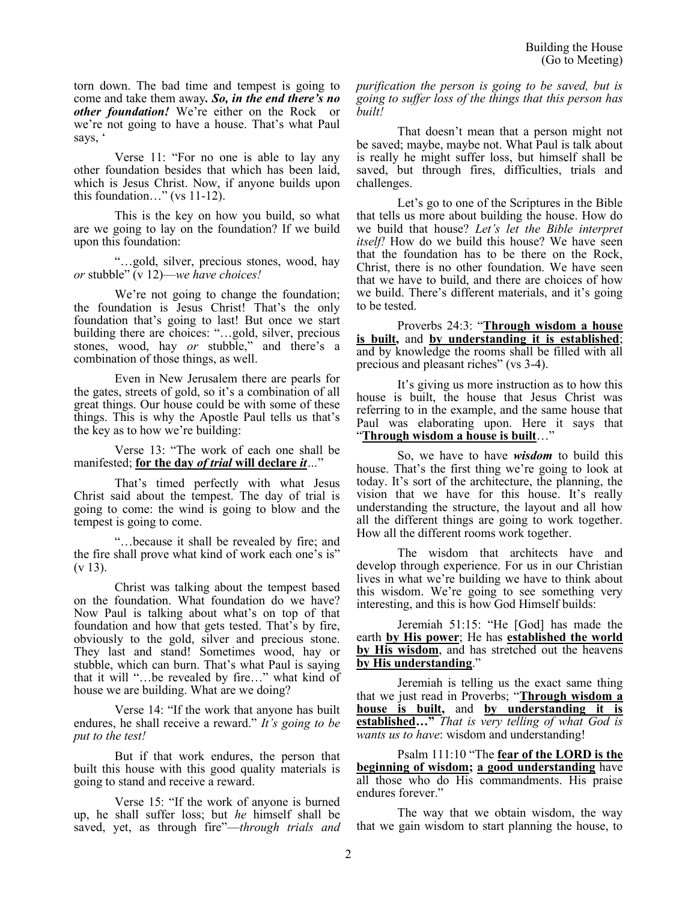torn down. The bad time and tempest is going to come and take them away*. **So, in the end there's no other foundation!*** We're either on the Rock or we're not going to have a house. That's what Paul says, '

Verse 11: "For no one is able to lay any other foundation besides that which has been laid, which is Jesus Christ. Now, if anyone builds upon this foundation…" (vs 11-12).

This is the key on how you build, so what are we going to lay on the foundation? If we build upon this foundation:

"…gold, silver, precious stones, wood, hay *or* stubble" (v 12)—*we have choices!*

We're not going to change the foundation; the foundation is Jesus Christ! That's the only foundation that's going to last! But once we start building there are choices: "…gold, silver, precious stones, wood, hay *or* stubble," and there's a combination of those things, as well.

Even in New Jerusalem there are pearls for the gates, streets of gold, so it's a combination of all great things. Our house could be with some of these things. This is why the Apostle Paul tells us that's the key as to how we're building:

Verse 13: "The work of each one shall be manifested; **for the day *of trial* will declare *it***…"

That's timed perfectly with what Jesus Christ said about the tempest. The day of trial is going to come: the wind is going to blow and the tempest is going to come.

"…because it shall be revealed by fire; and the fire shall prove what kind of work each one's is" (v 13).

Christ was talking about the tempest based on the foundation. What foundation do we have? Now Paul is talking about what's on top of that foundation and how that gets tested. That's by fire, obviously to the gold, silver and precious stone. They last and stand! Sometimes wood, hay or stubble, which can burn. That's what Paul is saying that it will "…be revealed by fire…" what kind of house we are building. What are we doing?

Verse 14: "If the work that anyone has built endures, he shall receive a reward." *It's going to be put to the test!*

But if that work endures, the person that built this house with this good quality materials is going to stand and receive a reward.

Verse 15: "If the work of anyone is burned up, he shall suffer loss; but *he* himself shall be saved, yet, as through fire"—*through trials and purification the person is going to be saved, but is going to suffer loss of the things that this person has built!*

That doesn't mean that a person might not be saved; maybe, maybe not. What Paul is talk about is really he might suffer loss, but himself shall be saved, but through fires, difficulties, trials and challenges.

Let's go to one of the Scriptures in the Bible that tells us more about building the house. How do we build that house? *Let's let the Bible interpret itself!* How do we build this house? We have seen that the foundation has to be there on the Rock, Christ, there is no other foundation. We have seen that we have to build, and there are choices of how we build. There's different materials, and it's going to be tested.

Proverbs 24:3: "**Through wisdom a house is built,** and **by understanding it is established**; and by knowledge the rooms shall be filled with all precious and pleasant riches" (vs 3-4).

It's giving us more instruction as to how this house is built, the house that Jesus Christ was referring to in the example, and the same house that Paul was elaborating upon. Here it says that "**Through wisdom a house is built**…"

So, we have to have ***wisdom*** to build this house. That's the first thing we're going to look at today. It's sort of the architecture, the planning, the vision that we have for this house. It's really understanding the structure, the layout and all how all the different things are going to work together. How all the different rooms work together.

The wisdom that architects have and develop through experience. For us in our Christian lives in what we're building we have to think about this wisdom. We're going to see something very interesting, and this is how God Himself builds:

Jeremiah 51:15: "He [God] has made the earth **by His power**; He has **established the world by His wisdom**, and has stretched out the heavens **by His understanding**."

Jeremiah is telling us the exact same thing that we just read in Proverbs; "**Through wisdom a house is built,** and **by understanding it is established…"** *That is very telling of what God is wants us to have*: wisdom and understanding!

Psalm 111:10 "The **fear of the LORD is the beginning of wisdom; a good understanding** have all those who do His commandments. His praise endures forever."

The way that we obtain wisdom, the way that we gain wisdom to start planning the house, to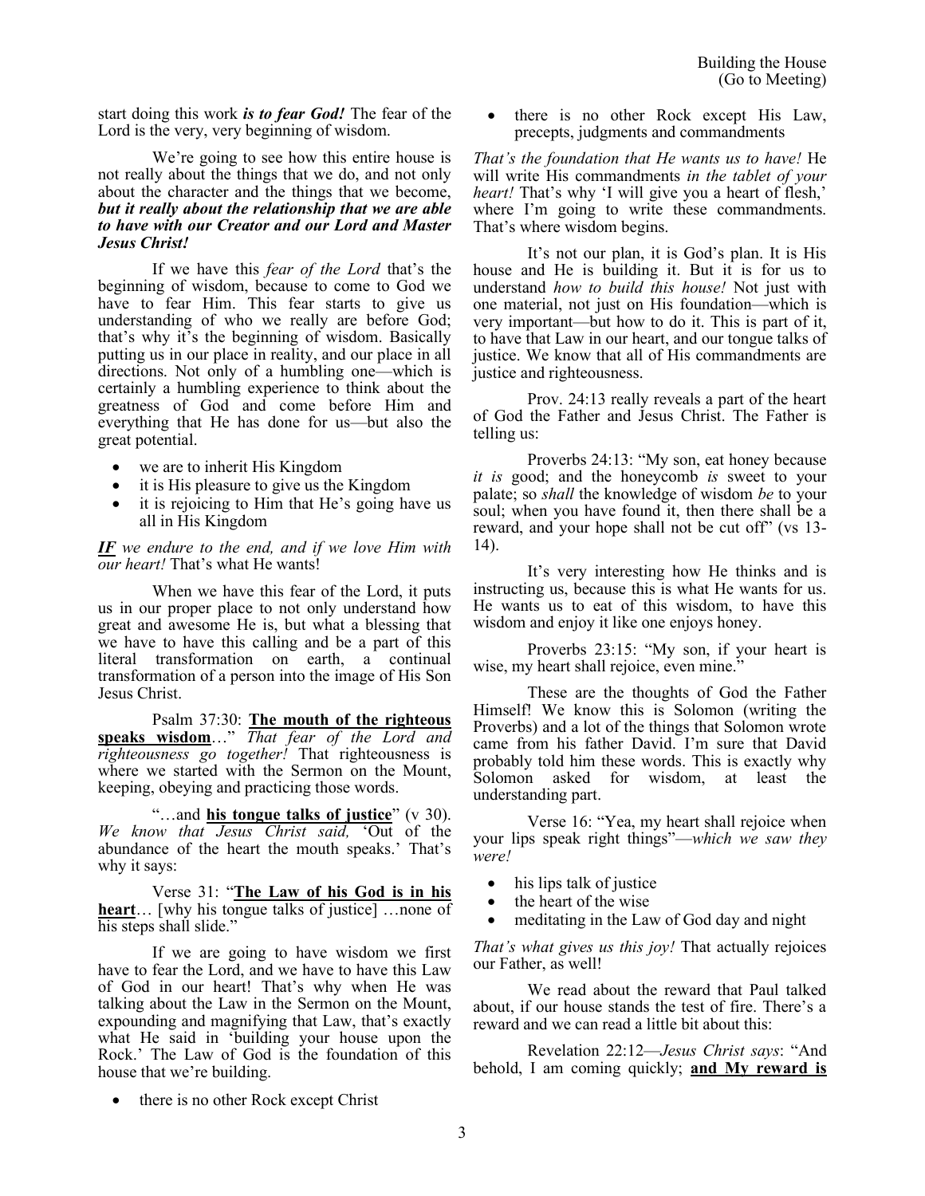start doing this work ***is to fear God!*** The fear of the Lord is the very, very beginning of wisdom.

We're going to see how this entire house is not really about the things that we do, and not only about the character and the things that we become, ***but it really about the relationship that we are able to have with our Creator and our Lord and Master Jesus Christ!***

If we have this *fear of the Lord* that's the beginning of wisdom, because to come to God we have to fear Him. This fear starts to give us understanding of who we really are before God; that's why it's the beginning of wisdom. Basically putting us in our place in reality, and our place in all directions. Not only of a humbling one—which is certainly a humbling experience to think about the greatness of God and come before Him and everything that He has done for us—but also the great potential.

- we are to inherit His Kingdom
- it is His pleasure to give us the Kingdom
- it is rejoicing to Him that He's going have us all in His Kingdom

***IF*** *we endure to the end, and if we love Him with our heart!* That's what He wants!

When we have this fear of the Lord, it puts us in our proper place to not only understand how great and awesome He is, but what a blessing that we have to have this calling and be a part of this literal transformation on earth, a continual transformation of a person into the image of His Son Jesus Christ.

Psalm 37:30: "**The mouth of the righteous speaks wisdom**…" *That fear of the Lord and righteousness go together!* That righteousness is where we started with the Sermon on the Mount, keeping, obeying and practicing those words.

"…and **his tongue talks of justice**" (v 30). *We know that Jesus Christ said,* 'Out of the abundance of the heart the mouth speaks.' That's why it says:

Verse 31: "**The Law of his God is in his heart**… [why his tongue talks of justice] …none of his steps shall slide."

If we are going to have wisdom we first have to fear the Lord, and we have to have this Law of God in our heart! That's why when He was talking about the Law in the Sermon on the Mount, expounding and magnifying that Law, that's exactly what He said in 'building your house upon the Rock.' The Law of God is the foundation of this house that we're building.

- there is no other Rock except Christ
- there is no other Rock except His Law, precepts, judgments and commandments

*That's the foundation that He wants us to have!* He will write His commandments *in the tablet of your heart!* That's why 'I will give you a heart of flesh,' where I'm going to write these commandments. That's where wisdom begins.

It's not our plan, it is God's plan. It is His house and He is building it. But it is for us to understand *how to build this house!* Not just with one material, not just on His foundation—which is very important—but how to do it. This is part of it, to have that Law in our heart, and our tongue talks of justice. We know that all of His commandments are justice and righteousness.

Prov. 24:13 really reveals a part of the heart of God the Father and Jesus Christ. The Father is telling us:

Proverbs 24:13: "My son, eat honey because *it is* good; and the honeycomb *is* sweet to your palate; so *shall* the knowledge of wisdom *be* to your soul; when you have found it, then there shall be a reward, and your hope shall not be cut off" (vs 13-14).

It's very interesting how He thinks and is instructing us, because this is what He wants for us. He wants us to eat of this wisdom, to have this wisdom and enjoy it like one enjoys honey.

Proverbs 23:15: "My son, if your heart is wise, my heart shall rejoice, even mine."

These are the thoughts of God the Father Himself! We know this is Solomon (writing the Proverbs) and a lot of the things that Solomon wrote came from his father David. I'm sure that David probably told him these words. This is exactly why Solomon asked for wisdom, at least the understanding part.

Verse 16: "Yea, my heart shall rejoice when your lips speak right things"—*which we saw they were!*

- his lips talk of justice
- the heart of the wise
- meditating in the Law of God day and night

*That's what gives us this joy!* That actually rejoices our Father, as well!

We read about the reward that Paul talked about, if our house stands the test of fire. There's a reward and we can read a little bit about this:

Revelation 22:12—*Jesus Christ says*: "And behold, I am coming quickly; **and My reward is**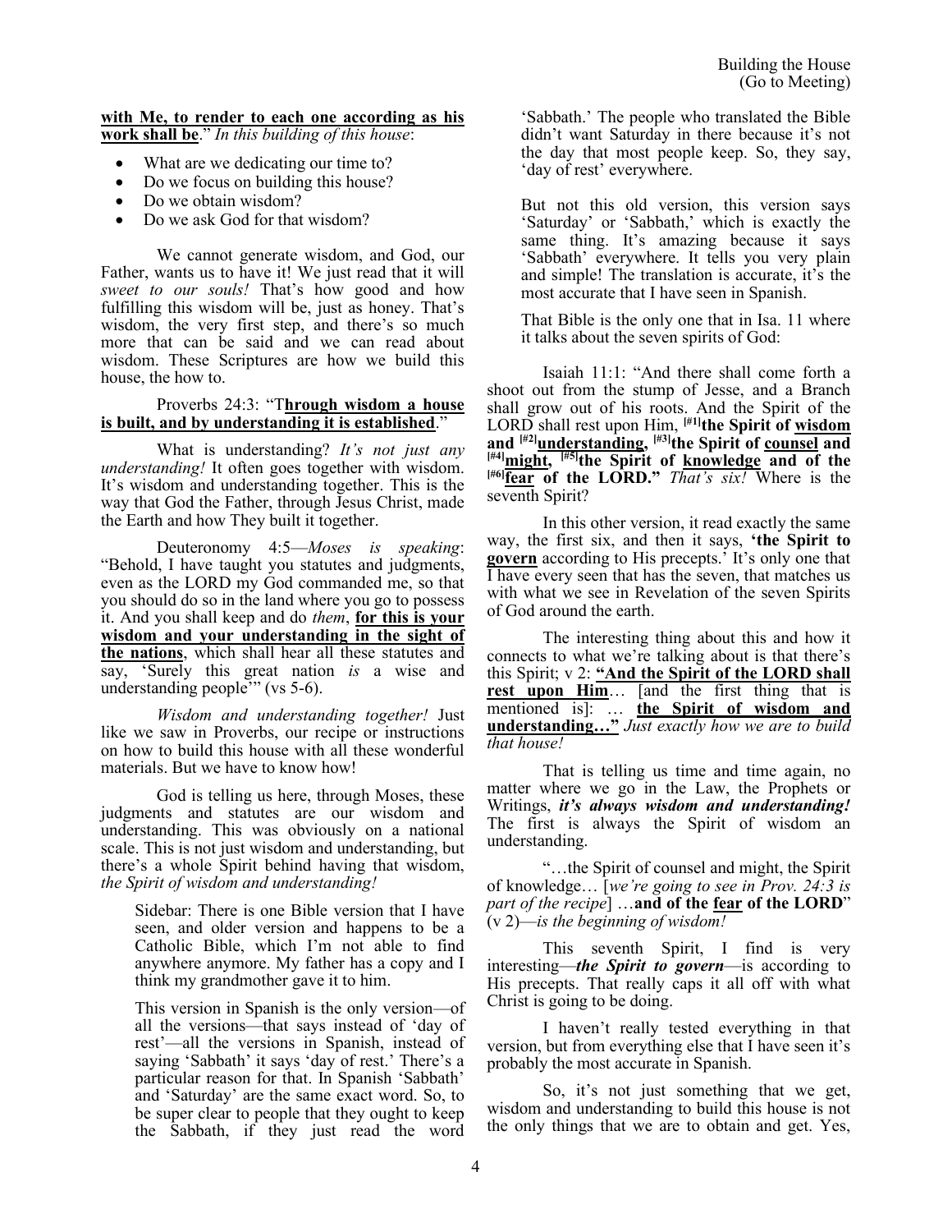**with Me, to render to each one according as his work shall be**." *In this building of this house*:

- What are we dedicating our time to?
- Do we focus on building this house?
- Do we obtain wisdom?
- Do we ask God for that wisdom?

We cannot generate wisdom, and God, our Father, wants us to have it! We just read that it will *sweet to our souls!* That's how good and how fulfilling this wisdom will be, just as honey. That's wisdom, the very first step, and there's so much more that can be said and we can read about wisdom. These Scriptures are how we build this house, the how to.

Proverbs 24:3: "T**hrough wisdom a house is built, and by understanding it is established**."

What is understanding? *It's not just any understanding!* It often goes together with wisdom. It's wisdom and understanding together. This is the way that God the Father, through Jesus Christ, made the Earth and how They built it together.

Deuteronomy 4:5—*Moses is speaking*: "Behold, I have taught you statutes and judgments, even as the LORD my God commanded me, so that you should do so in the land where you go to possess it. And you shall keep and do *them*, **for this is your wisdom and your understanding in the sight of the nations**, which shall hear all these statutes and say, 'Surely this great nation *is* a wise and understanding people'" (vs 5-6).

*Wisdom and understanding together!* Just like we saw in Proverbs, our recipe or instructions on how to build this house with all these wonderful materials. But we have to know how!

God is telling us here, through Moses, these judgments and statutes are our wisdom and understanding. This was obviously on a national scale. This is not just wisdom and understanding, but there's a whole Spirit behind having that wisdom, *the Spirit of wisdom and understanding!*

> Sidebar: There is one Bible version that I have seen, and older version and happens to be a Catholic Bible, which I'm not able to find anywhere anymore. My father has a copy and I think my grandmother gave it to him.
>
> This version in Spanish is the only version—of all the versions—that says instead of 'day of rest'—all the versions in Spanish, instead of saying 'Sabbath' it says 'day of rest.' There's a particular reason for that. In Spanish 'Sabbath' and 'Saturday' are the same exact word. So, to be super clear to people that they ought to keep the Sabbath, if they just read the word 'Sabbath.' The people who translated the Bible didn't want Saturday in there because it's not the day that most people keep. So, they say, 'day of rest' everywhere.
>
> But not this old version, this version says 'Saturday' or 'Sabbath,' which is exactly the same thing. It's amazing because it says 'Sabbath' everywhere. It tells you very plain and simple! The translation is accurate, it's the most accurate that I have seen in Spanish.
>
> That Bible is the only one that in Isa. 11 where it talks about the seven spirits of God:

Isaiah 11:1: "And there shall come forth a shoot out from the stump of Jesse, and a Branch shall grow out of his roots. And the Spirit of the LORD shall rest upon Him, [#1]**the Spirit of wisdom and** [#2]**understanding**, [#3]**the Spirit of counsel and** [#4]**might,** [#5]**the Spirit of knowledge and of the** [#6]**fear of the LORD.**" *That's six!* Where is the seventh Spirit?

In this other version, it read exactly the same way, the first six, and then it says, **'the Spirit to govern** according to His precepts.' It's only one that I have every seen that has the seven, that matches us with what we see in Revelation of the seven Spirits of God around the earth.

The interesting thing about this and how it connects to what we're talking about is that there's this Spirit; v 2: **"And the Spirit of the LORD shall rest upon Him**… [and the first thing that is mentioned is]: … **the Spirit of wisdom and understanding…"** *Just exactly how we are to build that house!*

That is telling us time and time again, no matter where we go in the Law, the Prophets or Writings, ***it's always wisdom and understanding!*** The first is always the Spirit of wisdom an understanding.

"…the Spirit of counsel and might, the Spirit of knowledge… [*we're going to see in Prov. 24:3 is part of the recipe*] …**and of the fear of the LORD**" (v 2)—*is the beginning of wisdom!*

This seventh Spirit, I find is very interesting—***the Spirit to govern***—is according to His precepts. That really caps it all off with what Christ is going to be doing.

I haven't really tested everything in that version, but from everything else that I have seen it's probably the most accurate in Spanish.

So, it's not just something that we get, wisdom and understanding to build this house is not the only things that we are to obtain and get. Yes,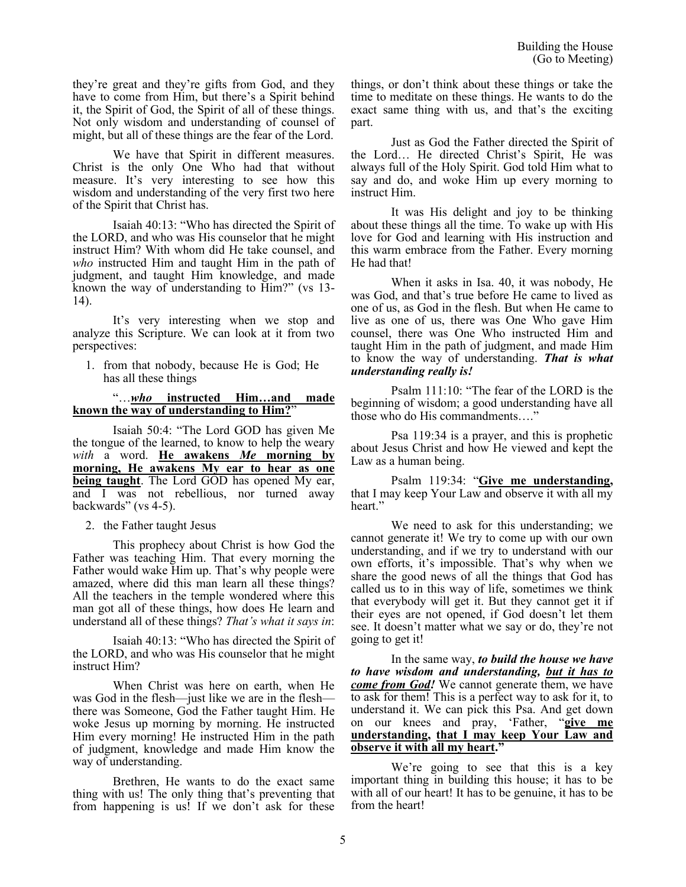they're great and they're gifts from God, and they have to come from Him, but there's a Spirit behind it, the Spirit of God, the Spirit of all of these things. Not only wisdom and understanding of counsel of might, but all of these things are the fear of the Lord.

We have that Spirit in different measures. Christ is the only One Who had that without measure. It's very interesting to see how this wisdom and understanding of the very first two here of the Spirit that Christ has.

Isaiah 40:13: "Who has directed the Spirit of the LORD, and who was His counselor that he might instruct Him? With whom did He take counsel, and *who* instructed Him and taught Him in the path of judgment, and taught Him knowledge, and made known the way of understanding to Him?" (vs 13-14).

It's very interesting when we stop and analyze this Scripture. We can look at it from two perspectives:

1. from that nobody, because He is God; He has all these things

"…***who* instructed Him…and made known the way of understanding to Him?**"

Isaiah 50:4: "The Lord GOD has given Me the tongue of the learned, to know to help the weary *with* a word. **He awakens *Me* morning by morning, He awakens My ear to hear as one being taught**. The Lord GOD has opened My ear, and I was not rebellious, nor turned away backwards" (vs 4-5).

2. the Father taught Jesus

This prophecy about Christ is how God the Father was teaching Him. That every morning the Father would wake Him up. That's why people were amazed, where did this man learn all these things? All the teachers in the temple wondered where this man got all of these things, how does He learn and understand all of these things? *That's what it says in*:

Isaiah 40:13: "Who has directed the Spirit of the LORD, and who was His counselor that he might instruct Him?

When Christ was here on earth, when He was God in the flesh—just like we are in the flesh—there was Someone, God the Father taught Him. He woke Jesus up morning by morning. He instructed Him every morning! He instructed Him in the path of judgment, knowledge and made Him know the way of understanding.

Brethren, He wants to do the exact same thing with us! The only thing that's preventing that from happening is us! If we don't ask for these things, or don't think about these things or take the time to meditate on these things. He wants to do the exact same thing with us, and that's the exciting part.

Just as God the Father directed the Spirit of the Lord… He directed Christ's Spirit, He was always full of the Holy Spirit. God told Him what to say and do, and woke Him up every morning to instruct Him.

It was His delight and joy to be thinking about these things all the time. To wake up with His love for God and learning with His instruction and this warm embrace from the Father. Every morning He had that!

When it asks in Isa. 40, it was nobody, He was God, and that's true before He came to lived as one of us, as God in the flesh. But when He came to live as one of us, there was One Who gave Him counsel, there was One Who instructed Him and taught Him in the path of judgment, and made Him to know the way of understanding. ***That is what understanding really is!***

Psalm 111:10: "The fear of the LORD is the beginning of wisdom; a good understanding have all those who do His commandments…."

Psa 119:34 is a prayer, and this is prophetic about Jesus Christ and how He viewed and kept the Law as a human being.

Psalm 119:34: "**Give me understanding,** that I may keep Your Law and observe it with all my heart."

We need to ask for this understanding; we cannot generate it! We try to come up with our own understanding, and if we try to understand with our own efforts, it's impossible. That's why when we share the good news of all the things that God has called us to in this way of life, sometimes we think that everybody will get it. But they cannot get it if their eyes are not opened, if God doesn't let them see. It doesn't matter what we say or do, they're not going to get it!

In the same way, ***to build the house we have to have wisdom and understanding, but it has to come from God!*** We cannot generate them, we have to ask for them! This is a perfect way to ask for it, to understand it. We can pick this Psa. And get down on our knees and pray, 'Father, "**give me understanding, that I may keep Your Law and observe it with all my heart.**"

We're going to see that this is a key important thing in building this house; it has to be with all of our heart! It has to be genuine, it has to be from the heart!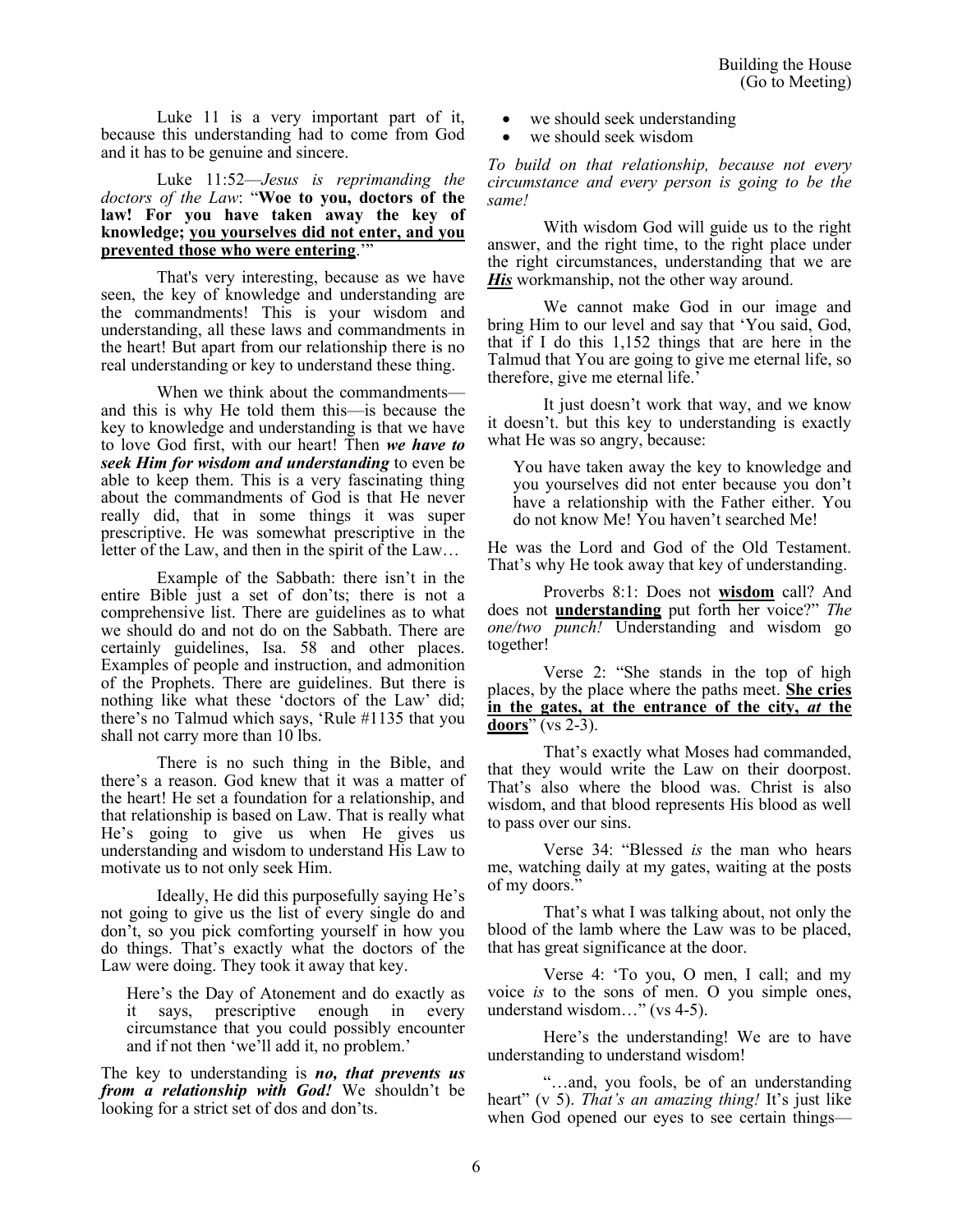Luke 11 is a very important part of it, because this understanding had to come from God and it has to be genuine and sincere.

Luke 11:52—*Jesus is reprimanding the doctors of the Law*: "**Woe to you, doctors of the law! For you have taken away the key of knowledge; <u>you yourselves did not enter, and you prevented those who were entering</u>**.'"

That's very interesting, because as we have seen, the key of knowledge and understanding are the commandments! This is your wisdom and understanding, all these laws and commandments in the heart! But apart from our relationship there is no real understanding or key to understand these thing.

When we think about the commandments—and this is why He told them this—is because the key to knowledge and understanding is that we have to love God first, with our heart! Then ***we have to seek Him for wisdom and understanding*** to even be able to keep them. This is a very fascinating thing about the commandments of God is that He never really did, that in some things it was super prescriptive. He was somewhat prescriptive in the letter of the Law, and then in the spirit of the Law…

Example of the Sabbath: there isn't in the entire Bible just a set of don'ts; there is not a comprehensive list. There are guidelines as to what we should do and not do on the Sabbath. There are certainly guidelines, Isa. 58 and other places. Examples of people and instruction, and admonition of the Prophets. There are guidelines. But there is nothing like what these 'doctors of the Law' did; there's no Talmud which says, 'Rule #1135 that you shall not carry more than 10 lbs.

There is no such thing in the Bible, and there's a reason. God knew that it was a matter of the heart! He set a foundation for a relationship, and that relationship is based on Law. That is really what He's going to give us when He gives us understanding and wisdom to understand His Law to motivate us to not only seek Him.

Ideally, He did this purposefully saying He's not going to give us the list of every single do and don't, so you pick comforting yourself in how you do things. That's exactly what the doctors of the Law were doing. They took it away that key.

> Here's the Day of Atonement and do exactly as it says, prescriptive enough in every circumstance that you could possibly encounter and if not then 'we'll add it, no problem.'

The key to understanding is ***no, that prevents us from a relationship with God!*** We shouldn't be looking for a strict set of dos and don'ts.

- we should seek understanding
- we should seek wisdom

*To build on that relationship, because not every circumstance and every person is going to be the same!*

With wisdom God will guide us to the right answer, and the right time, to the right place under the right circumstances, understanding that we are ***<u>His</u>*** workmanship, not the other way around.

We cannot make God in our image and bring Him to our level and say that 'You said, God, that if I do this 1,152 things that are here in the Talmud that You are going to give me eternal life, so therefore, give me eternal life.'

It just doesn't work that way, and we know it doesn't. but this key to understanding is exactly what He was so angry, because:

> You have taken away the key to knowledge and you yourselves did not enter because you don't have a relationship with the Father either. You do not know Me! You haven't searched Me!

He was the Lord and God of the Old Testament. That's why He took away that key of understanding.

Proverbs 8:1: Does not **<u>wisdom</u>** call? And does not **<u>understanding</u>** put forth her voice?" *The one/two punch!* Understanding and wisdom go together!

Verse 2: "She stands in the top of high places, by the place where the paths meet. **<u>She cries in the gates, at the entrance of the city, *at* the doors</u>**" (vs 2-3).

That's exactly what Moses had commanded, that they would write the Law on their doorpost. That's also where the blood was. Christ is also wisdom, and that blood represents His blood as well to pass over our sins.

Verse 34: "Blessed *is* the man who hears me, watching daily at my gates, waiting at the posts of my doors."

That's what I was talking about, not only the blood of the lamb where the Law was to be placed, that has great significance at the door.

Verse 4: 'To you, O men, I call; and my voice *is* to the sons of men. O you simple ones, understand wisdom…" (vs 4-5).

Here's the understanding! We are to have understanding to understand wisdom!

"…and, you fools, be of an understanding heart" (v 5). *That's an amazing thing!* It's just like when God opened our eyes to see certain things—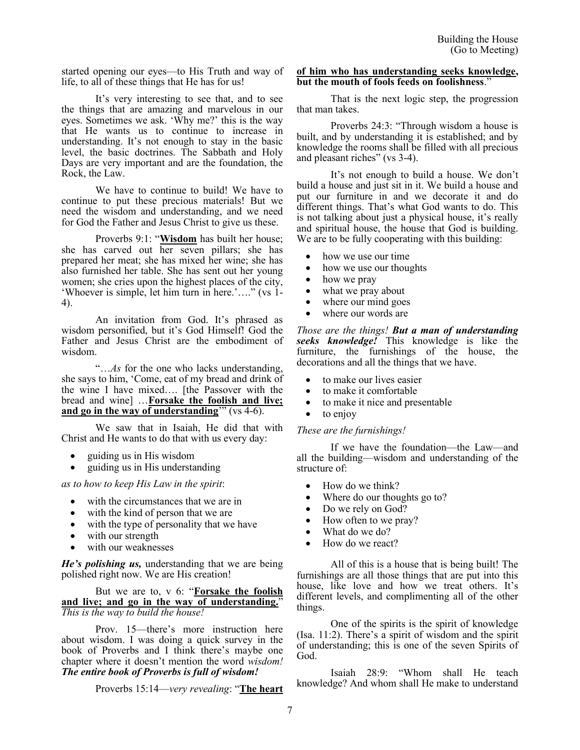started opening our eyes—to His Truth and way of life, to all of these things that He has for us!

It's very interesting to see that, and to see the things that are amazing and marvelous in our eyes. Sometimes we ask. 'Why me?' this is the way that He wants us to continue to increase in understanding. It's not enough to stay in the basic level, the basic doctrines. The Sabbath and Holy Days are very important and are the foundation, the Rock, the Law.

We have to continue to build! We have to continue to put these precious materials! But we need the wisdom and understanding, and we need for God the Father and Jesus Christ to give us these.

Proverbs 9:1: "**Wisdom** has built her house; she has carved out her seven pillars; she has prepared her meat; she has mixed her wine; she has also furnished her table. She has sent out her young women; she cries upon the highest places of the city, 'Whoever is simple, let him turn in here.'…." (vs 1-4).

An invitation from God. It's phrased as wisdom personified, but it's God Himself! God the Father and Jesus Christ are the embodiment of wisdom.

"…*As* for the one who lacks understanding, she says to him, 'Come, eat of my bread and drink of the wine I have mixed…. [the Passover with the bread and wine] …**Forsake the foolish and live; and go in the way of understanding**'" (vs 4-6).

We saw that in Isaiah, He did that with Christ and He wants to do that with us every day:

- guiding us in His wisdom
- guiding us in His understanding

*as to how to keep His Law in the spirit*:

- with the circumstances that we are in
- with the kind of person that we are
- with the type of personality that we have
- with our strength
- with our weaknesses

***He's polishing us,*** understanding that we are being polished right now. We are His creation!

But we are to, v 6: "**Forsake the foolish and live; and go in the way of understanding.**" *This is the way to build the house!*

Prov. 15—there's more instruction here about wisdom. I was doing a quick survey in the book of Proverbs and I think there's maybe one chapter where it doesn't mention the word *wisdom!* ***The entire book of Proverbs is full of wisdom!***

Proverbs 15:14—*very revealing*: "**The heart of him who has understanding seeks knowledge, but the mouth of fools feeds on foolishness**."

That is the next logic step, the progression that man takes.

Proverbs 24:3: "Through wisdom a house is built, and by understanding it is established; and by knowledge the rooms shall be filled with all precious and pleasant riches" (vs 3-4).

It's not enough to build a house. We don't build a house and just sit in it. We build a house and put our furniture in and we decorate it and do different things. That's what God wants to do. This is not talking about just a physical house, it's really and spiritual house, the house that God is building. We are to be fully cooperating with this building:

- how we use our time
- how we use our thoughts
- how we pray
- what we pray about
- where our mind goes
- where our words are

*Those are the things! **But a man of understanding seeks knowledge!*** This knowledge is like the furniture, the furnishings of the house, the decorations and all the things that we have.

- to make our lives easier
- to make it comfortable
- to make it nice and presentable
- to enjoy

*These are the furnishings!*

If we have the foundation—the Law—and all the building—wisdom and understanding of the structure of:

- How do we think?
- Where do our thoughts go to?
- Do we rely on God?
- How often to we pray?
- What do we do?
- How do we react?

All of this is a house that is being built! The furnishings are all those things that are put into this house, like love and how we treat others. It's different levels, and complimenting all of the other things.

One of the spirits is the spirit of knowledge (Isa. 11:2). There's a spirit of wisdom and the spirit of understanding; this is one of the seven Spirits of God.

Isaiah 28:9: "Whom shall He teach knowledge? And whom shall He make to understand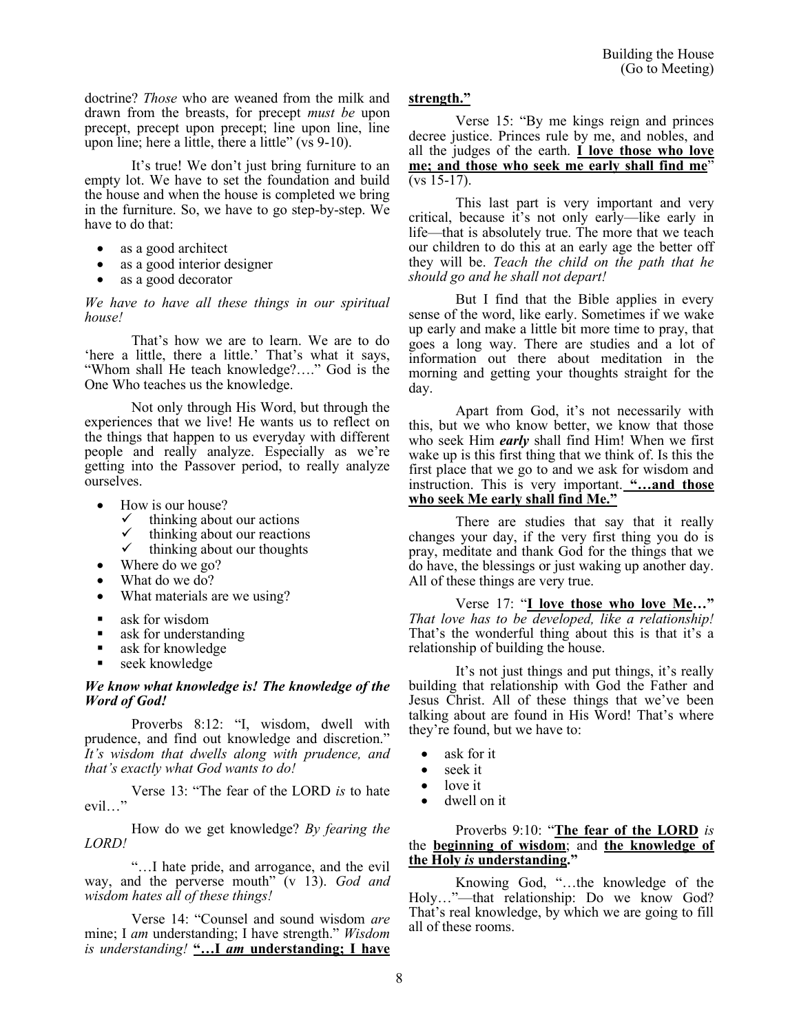doctrine? *Those* who are weaned from the milk and drawn from the breasts, for precept *must be* upon precept, precept upon precept; line upon line, line upon line; here a little, there a little" (vs 9-10).

It's true! We don't just bring furniture to an empty lot. We have to set the foundation and build the house and when the house is completed we bring in the furniture. So, we have to go step-by-step. We have to do that:

- as a good architect
- as a good interior designer
- as a good decorator

*We have to have all these things in our spiritual house!*

That's how we are to learn. We are to do 'here a little, there a little.' That's what it says, "Whom shall He teach knowledge?…." God is the One Who teaches us the knowledge.

Not only through His Word, but through the experiences that we live! He wants us to reflect on the things that happen to us everyday with different people and really analyze. Especially as we're getting into the Passover period, to really analyze ourselves.

- How is our house?
  - ✓ thinking about our actions
  - ✓ thinking about our reactions
  - ✓ thinking about our thoughts
- Where do we go?
- What do we do?
- What materials are we using?

- ask for wisdom
- ask for understanding
- ask for knowledge
- seek knowledge

***We know what knowledge is! The knowledge of the Word of God!***

Proverbs 8:12: "I, wisdom, dwell with prudence, and find out knowledge and discretion." *It's wisdom that dwells along with prudence, and that's exactly what God wants to do!*

Verse 13: "The fear of the LORD *is* to hate evil…"

How do we get knowledge? *By fearing the LORD!*

"…I hate pride, and arrogance, and the evil way, and the perverse mouth" (v 13). *God and wisdom hates all of these things!*

Verse 14: "Counsel and sound wisdom *are* mine; I *am* understanding; I have strength." *Wisdom is understanding!* **"…I *am* understanding; I have strength."**

Verse 15: "By me kings reign and princes decree justice. Princes rule by me, and nobles, and all the judges of the earth. **I love those who love me; and those who seek me early shall find me**" (vs 15-17).

This last part is very important and very critical, because it's not only early—like early in life—that is absolutely true. The more that we teach our children to do this at an early age the better off they will be. *Teach the child on the path that he should go and he shall not depart!*

But I find that the Bible applies in every sense of the word, like early. Sometimes if we wake up early and make a little bit more time to pray, that goes a long way. There are studies and a lot of information out there about meditation in the morning and getting your thoughts straight for the day.

Apart from God, it's not necessarily with this, but we who know better, we know that those who seek Him ***early*** shall find Him! When we first wake up is this first thing that we think of. Is this the first place that we go to and we ask for wisdom and instruction. This is very important. **"…and those who seek Me early shall find Me."**

There are studies that say that it really changes your day, if the very first thing you do is pray, meditate and thank God for the things that we do have, the blessings or just waking up another day. All of these things are very true.

Verse 17: "**I love those who love Me…**" *That love has to be developed, like a relationship!* That's the wonderful thing about this is that it's a relationship of building the house.

It's not just things and put things, it's really building that relationship with God the Father and Jesus Christ. All of these things that we've been talking about are found in His Word! That's where they're found, but we have to:

- ask for it
- seek it
- love it
- dwell on it

Proverbs 9:10: "**The fear of the LORD** *is* the **beginning of wisdom**; and **the knowledge of the Holy *is* understanding**."

Knowing God, "…the knowledge of the Holy…"—that relationship: Do we know God? That's real knowledge, by which we are going to fill all of these rooms.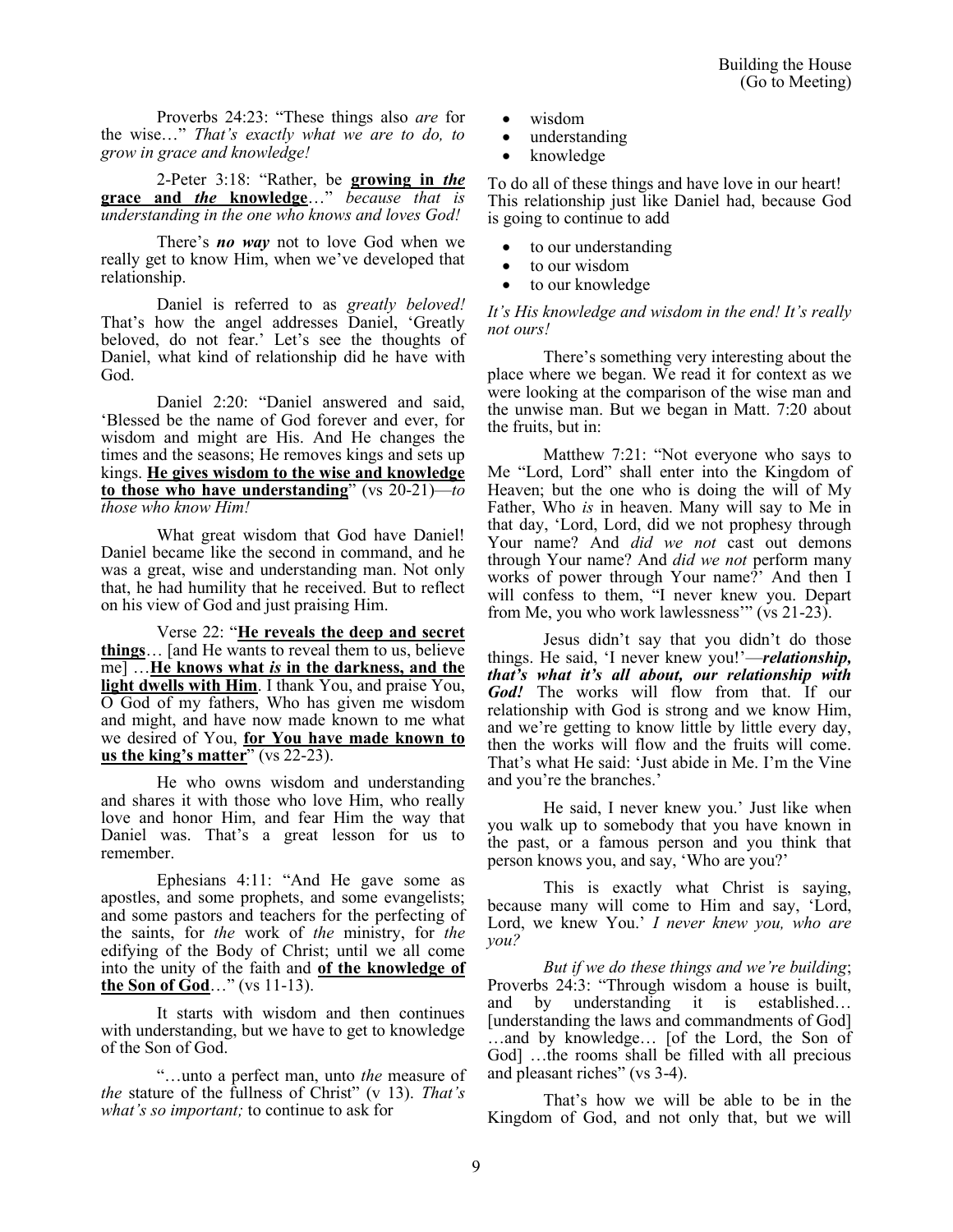Proverbs 24:23: "These things also *are* for the wise…" *That's exactly what we are to do, to grow in grace and knowledge!*

2-Peter 3:18: "Rather, be **growing in *the* grace and *the* knowledge**…" *because that is understanding in the one who knows and loves God!*

There's ***no way*** not to love God when we really get to know Him, when we've developed that relationship.

Daniel is referred to as *greatly beloved!* That's how the angel addresses Daniel, 'Greatly beloved, do not fear.' Let's see the thoughts of Daniel, what kind of relationship did he have with God.

Daniel 2:20: "Daniel answered and said, 'Blessed be the name of God forever and ever, for wisdom and might are His. And He changes the times and the seasons; He removes kings and sets up kings. **He gives wisdom to the wise and knowledge to those who have understanding**" (vs 20-21)—*to those who know Him!*

What great wisdom that God have Daniel! Daniel became like the second in command, and he was a great, wise and understanding man. Not only that, he had humility that he received. But to reflect on his view of God and just praising Him.

Verse 22: "**He reveals the deep and secret things**… [and He wants to reveal them to us, believe me] …**He knows what *is* in the darkness, and the light dwells with Him**. I thank You, and praise You, O God of my fathers, Who has given me wisdom and might, and have now made known to me what we desired of You, **for You have made known to us the king's matter**" (vs 22-23).

He who owns wisdom and understanding and shares it with those who love Him, who really love and honor Him, and fear Him the way that Daniel was. That's a great lesson for us to remember.

Ephesians 4:11: "And He gave some as apostles, and some prophets, and some evangelists; and some pastors and teachers for the perfecting of the saints, for *the* work of *the* ministry, for *the* edifying of the Body of Christ; until we all come into the unity of the faith and **of the knowledge of the Son of God**…" (vs 11-13).

It starts with wisdom and then continues with understanding, but we have to get to knowledge of the Son of God.

"…unto a perfect man, unto *the* measure of *the* stature of the fullness of Christ" (v 13). *That's what's so important;* to continue to ask for

- wisdom
- understanding
- knowledge

To do all of these things and have love in our heart! This relationship just like Daniel had, because God is going to continue to add

- to our understanding
- to our wisdom
- to our knowledge

*It's His knowledge and wisdom in the end! It's really not ours!*

There's something very interesting about the place where we began. We read it for context as we were looking at the comparison of the wise man and the unwise man. But we began in Matt. 7:20 about the fruits, but in:

Matthew 7:21: "Not everyone who says to Me "Lord, Lord" shall enter into the Kingdom of Heaven; but the one who is doing the will of My Father, Who *is* in heaven. Many will say to Me in that day, 'Lord, Lord, did we not prophesy through Your name? And *did we not* cast out demons through Your name? And *did we not* perform many works of power through Your name?' And then I will confess to them, "I never knew you. Depart from Me, you who work lawlessness'" (vs 21-23).

Jesus didn't say that you didn't do those things. He said, 'I never knew you!'—***relationship, that's what it's all about, our relationship with God!*** The works will flow from that. If our relationship with God is strong and we know Him, and we're getting to know little by little every day, then the works will flow and the fruits will come. That's what He said: 'Just abide in Me. I'm the Vine and you're the branches.'

He said, I never knew you.' Just like when you walk up to somebody that you have known in the past, or a famous person and you think that person knows you, and say, 'Who are you?'

This is exactly what Christ is saying, because many will come to Him and say, 'Lord, Lord, we knew You.' *I never knew you, who are you?*

*But if we do these things and we're building*; Proverbs 24:3: "Through wisdom a house is built, and by understanding it is established… [understanding the laws and commandments of God] …and by knowledge… [of the Lord, the Son of God] …the rooms shall be filled with all precious and pleasant riches" (vs 3-4).

That's how we will be able to be in the Kingdom of God, and not only that, but we will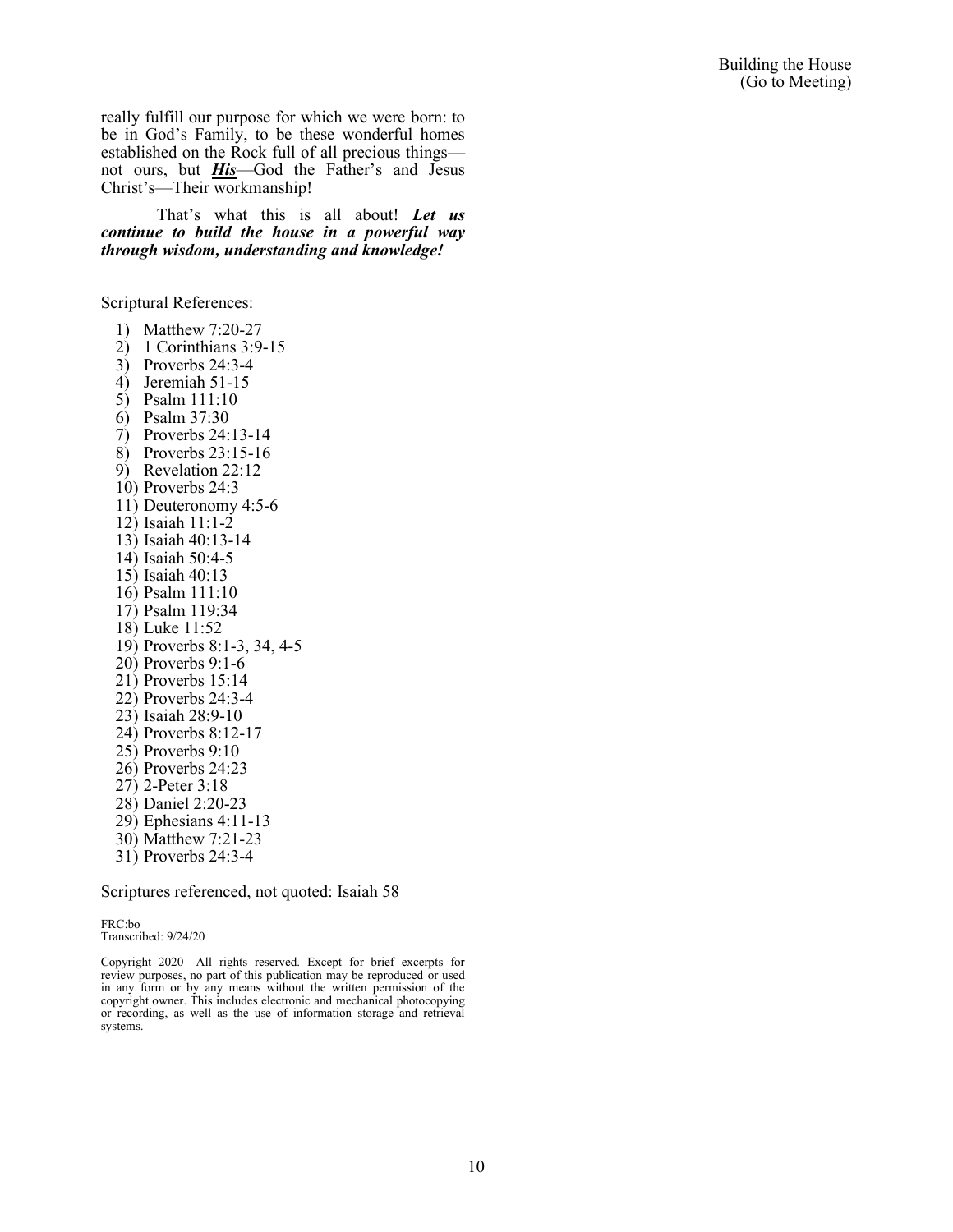really fulfill our purpose for which we were born: to be in God's Family, to be these wonderful homes established on the Rock full of all precious things—not ours, but ***His***—God the Father's and Jesus Christ's—Their workmanship!

That's what this is all about! ***Let us continue to build the house in a powerful way through wisdom, understanding and knowledge!***

Scriptural References:

1) Matthew 7:20-27
2) 1 Corinthians 3:9-15
3) Proverbs 24:3-4
4) Jeremiah 51-15
5) Psalm 111:10
6) Psalm 37:30
7) Proverbs 24:13-14
8) Proverbs 23:15-16
9) Revelation 22:12
10) Proverbs 24:3
11) Deuteronomy 4:5-6
12) Isaiah 11:1-2
13) Isaiah 40:13-14
14) Isaiah 50:4-5
15) Isaiah 40:13
16) Psalm 111:10
17) Psalm 119:34
18) Luke 11:52
19) Proverbs 8:1-3, 34, 4-5
20) Proverbs 9:1-6
21) Proverbs 15:14
22) Proverbs 24:3-4
23) Isaiah 28:9-10
24) Proverbs 8:12-17
25) Proverbs 9:10
26) Proverbs 24:23
27) 2-Peter 3:18
28) Daniel 2:20-23
29) Ephesians 4:11-13
30) Matthew 7:21-23
31) Proverbs 24:3-4

Scriptures referenced, not quoted: Isaiah 58

FRC:bo
Transcribed: 9/24/20

Copyright 2020—All rights reserved. Except for brief excerpts for review purposes, no part of this publication may be reproduced or used in any form or by any means without the written permission of the copyright owner. This includes electronic and mechanical photocopying or recording, as well as the use of information storage and retrieval systems.